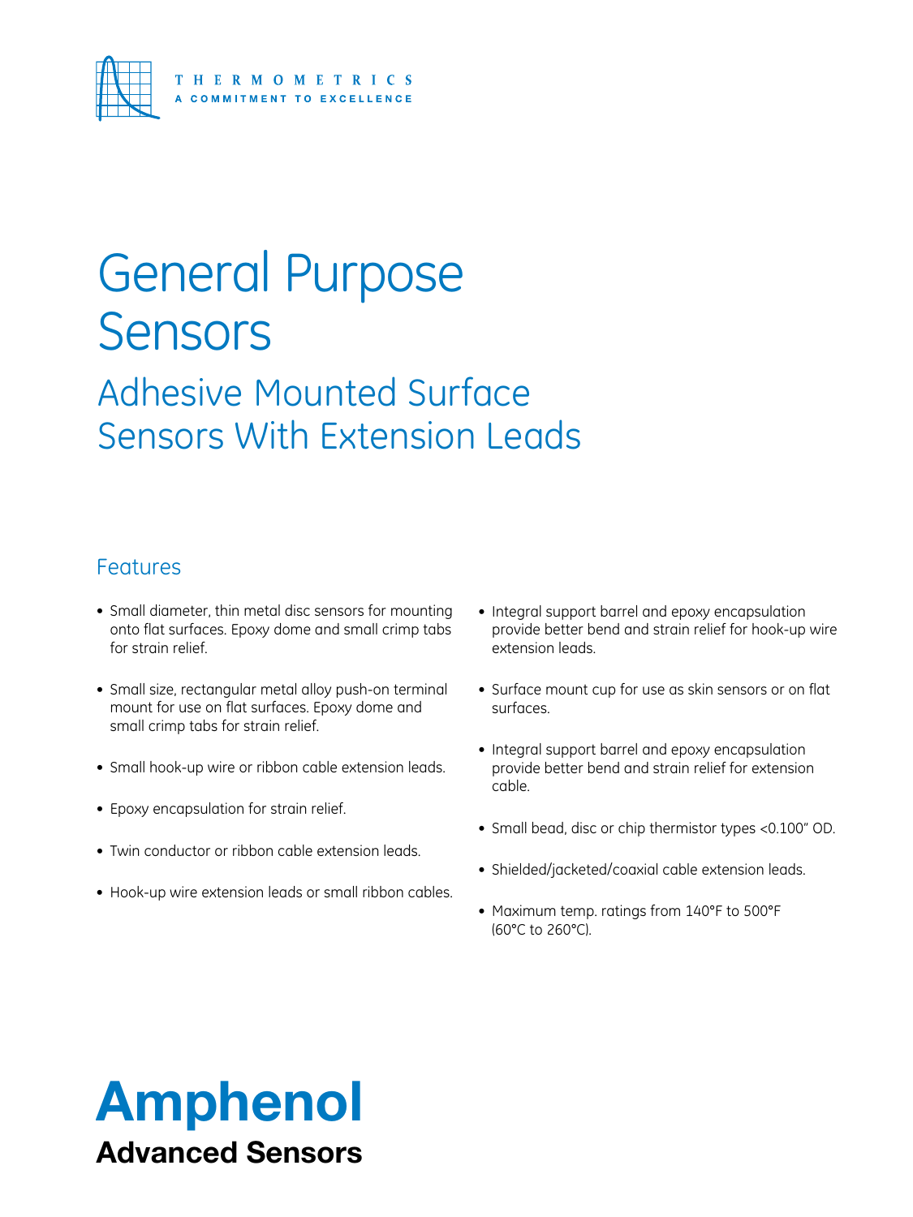THERMOMETRICS

A COMMITMENT TO EXCELLENCE

# General Purpose Sensors

## Adhesive Mounted Surface Sensors With Extension Leads

### Features

- Small diameter, thin metal disc sensors for mounting onto flat surfaces. Epoxy dome and small crimp tabs for strain relief.
- Small size, rectangular metal alloy push-on terminal mount for use on flat surfaces. Epoxy dome and small crimp tabs for strain relief.
- Small hook-up wire or ribbon cable extension leads.
- Epoxy encapsulation for strain relief.
- Twin conductor or ribbon cable extension leads.
- Hook-up wire extension leads or small ribbon cables.
- Integral support barrel and epoxy encapsulation provide better bend and strain relief for hook-up wire extension leads.
- Surface mount cup for use as skin sensors or on flat surfaces.
- Integral support barrel and epoxy encapsulation provide better bend and strain relief for extension cable.
- Small bead, disc or chip thermistor types <0.100" OD.
- Shielded/jacketed/coaxial cable extension leads.
- Maximum temp. ratings from 140°F to 500°F (60°C to 260°C).

**Amphenol**

**Advanced Sensors**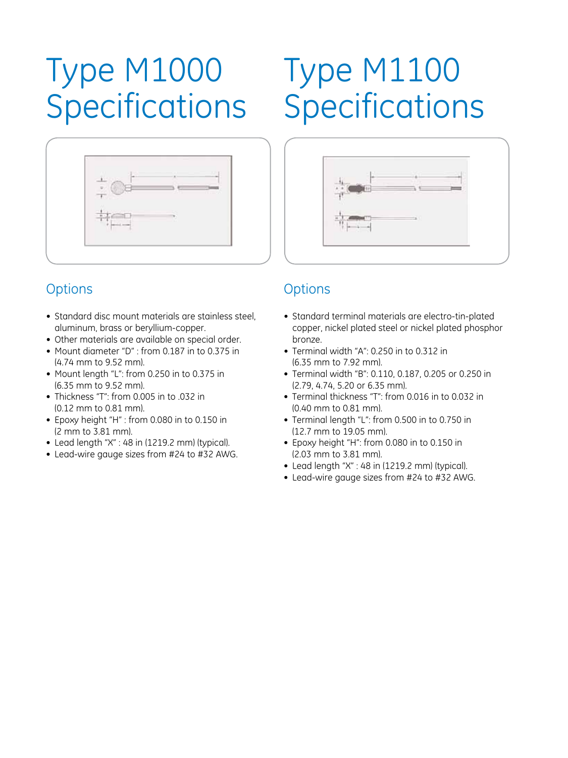# Type M1000 Specifications

## Options

- Standard disc mount materials are stainless steel, aluminum, brass or beryllium-copper.
- Other materials are available on special order.
- Mount diameter "D" : from 0.187 in to 0.375 in (4.74 mm to 9.52 mm).
- Mount length "L": from 0.250 in to 0.375 in (6.35 mm to 9.52 mm).
- Thickness "T": from 0.005 in to .032 in (0.12 mm to 0.81 mm).
- Epoxy height "H" : from 0.080 in to 0.150 in (2 mm to 3.81 mm).
- Lead length "X" : 48 in (1219.2 mm) (typical).
- Lead-wire gauge sizes from #24 to #32 AWG.

# Type M1100 Specifications

## Options

- Standard terminal materials are electro-tin-plated copper, nickel plated steel or nickel plated phosphor bronze.
- Terminal width "A": 0.250 in to 0.312 in (6.35 mm to 7.92 mm).
- Terminal width "B": 0.110, 0.187, 0.205 or 0.250 in (2.79, 4.74, 5.20 or 6.35 mm).
- Terminal thickness "T": from 0.016 in to 0.032 in (0.40 mm to 0.81 mm).
- Terminal length "L": from 0.500 in to 0.750 in (12.7 mm to 19.05 mm).
- Epoxy height "H": from 0.080 in to 0.150 in (2.03 mm to 3.81 mm).
- Lead length "X" : 48 in (1219.2 mm) (typical).
- Lead-wire gauge sizes from #24 to #32 AWG.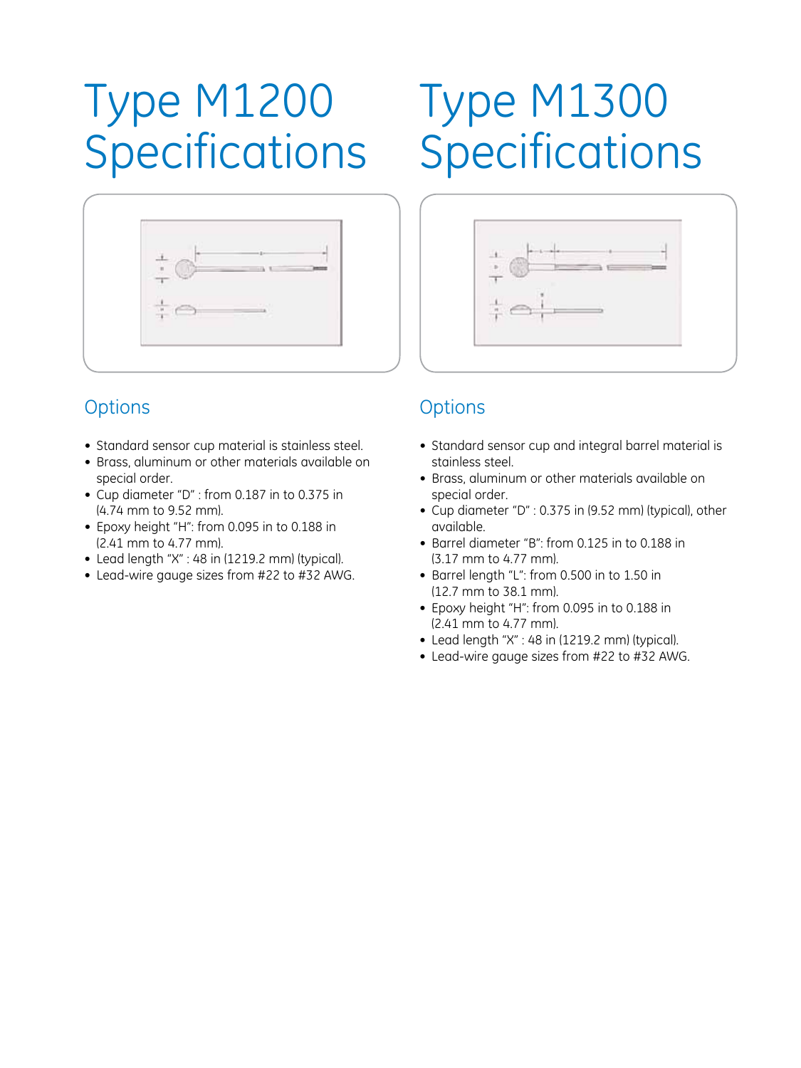# Type M1200 Specifications

## Options

- Standard sensor cup material is stainless steel.
- Brass, aluminum or other materials available on special order.
- Cup diameter "D" : from 0.187 in to 0.375 in (4.74 mm to 9.52 mm).
- Epoxy height "H": from 0.095 in to 0.188 in (2.41 mm to 4.77 mm).
- Lead length "X" : 48 in (1219.2 mm) (typical).
- Lead-wire gauge sizes from #22 to #32 AWG.

# Type M1300 Specifications

## Options

- Standard sensor cup and integral barrel material is stainless steel.
- Brass, aluminum or other materials available on special order.
- Cup diameter "D" : 0.375 in (9.52 mm) (typical), other available.
- Barrel diameter "B": from 0.125 in to 0.188 in (3.17 mm to 4.77 mm).
- Barrel length "L": from 0.500 in to 1.50 in (12.7 mm to 38.1 mm).
- Epoxy height "H": from 0.095 in to 0.188 in (2.41 mm to 4.77 mm).
- Lead length "X" : 48 in (1219.2 mm) (typical).
- Lead-wire gauge sizes from #22 to #32 AWG.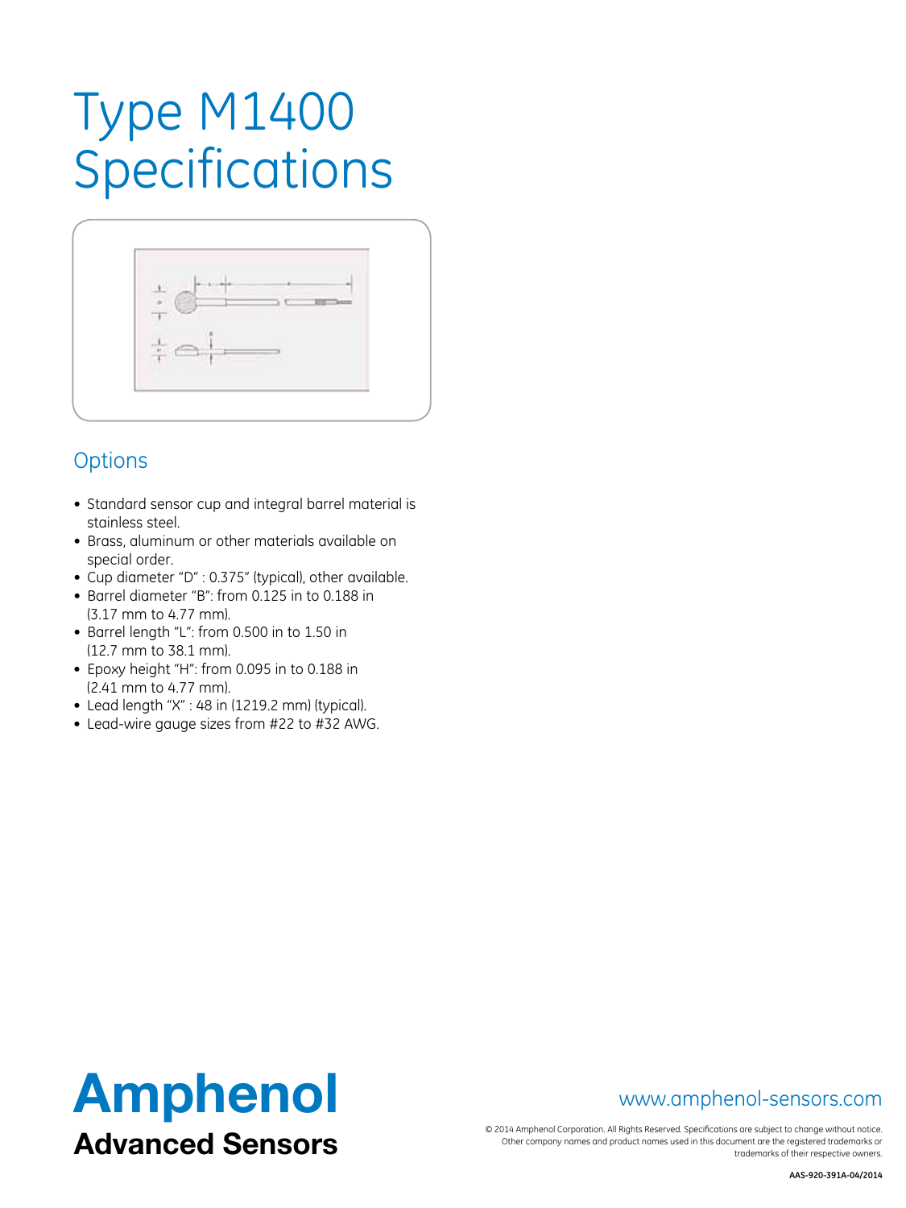# Type M1400 Specifications

## Options

- Standard sensor cup and integral barrel material is stainless steel.
- Brass, aluminum or other materials available on special order.
- Cup diameter “D” : 0.375” (typical), other available.
- Barrel diameter “B”: from 0.125 in to 0.188 in (3.17 mm to 4.77 mm).
- Barrel length “L”: from 0.500 in to 1.50 in (12.7 mm to 38.1 mm).
- Epoxy height “H”: from 0.095 in to 0.188 in (2.41 mm to 4.77 mm).
- Lead length “X” : 48 in (1219.2 mm) (typical).
- Lead-wire gauge sizes from #22 to #32 AWG.

**Amphenol**
**Advanced Sensors**

www.amphenol-sensors.com

© 2014 Amphenol Corporation. All Rights Reserved. Specifications are subject to change without notice. Other company names and product names used in this document are the registered trademarks or trademarks of their respective owners.

AAS-920-391A-04/2014